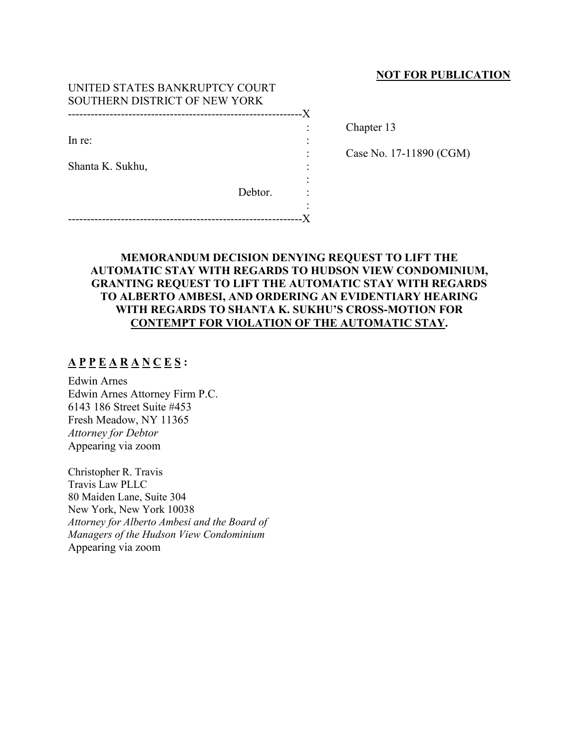**NOT FOR PUBLICATION**

UNITED STATES BANKRUPTCY COURT
SOUTHERN DISTRICT OF NEW YORK

| | |
|---|---|
| In re:<br><br>Shanta K. Sukhu,<br><br>Debtor. | Chapter 13<br><br>Case No. 17-11890 (CGM) |

**MEMORANDUM DECISION DENYING REQUEST TO LIFT THE AUTOMATIC STAY WITH REGARDS TO HUDSON VIEW CONDOMINIUM, GRANTING REQUEST TO LIFT THE AUTOMATIC STAY WITH REGARDS TO ALBERTO AMBESI, AND ORDERING AN EVIDENTIARY HEARING WITH REGARDS TO SHANTA K. SUKHU'S CROSS-MOTION FOR CONTEMPT FOR VIOLATION OF THE AUTOMATIC STAY.**

**A P P E A R A N C E S :**

Edwin Arnes
Edwin Arnes Attorney Firm P.C.
6143 186 Street Suite #453
Fresh Meadow, NY 11365
*Attorney for Debtor*
Appearing via zoom

Christopher R. Travis
Travis Law PLLC
80 Maiden Lane, Suite 304
New York, New York 10038
*Attorney for Alberto Ambesi and the Board of Managers of the Hudson View Condominium*
Appearing via zoom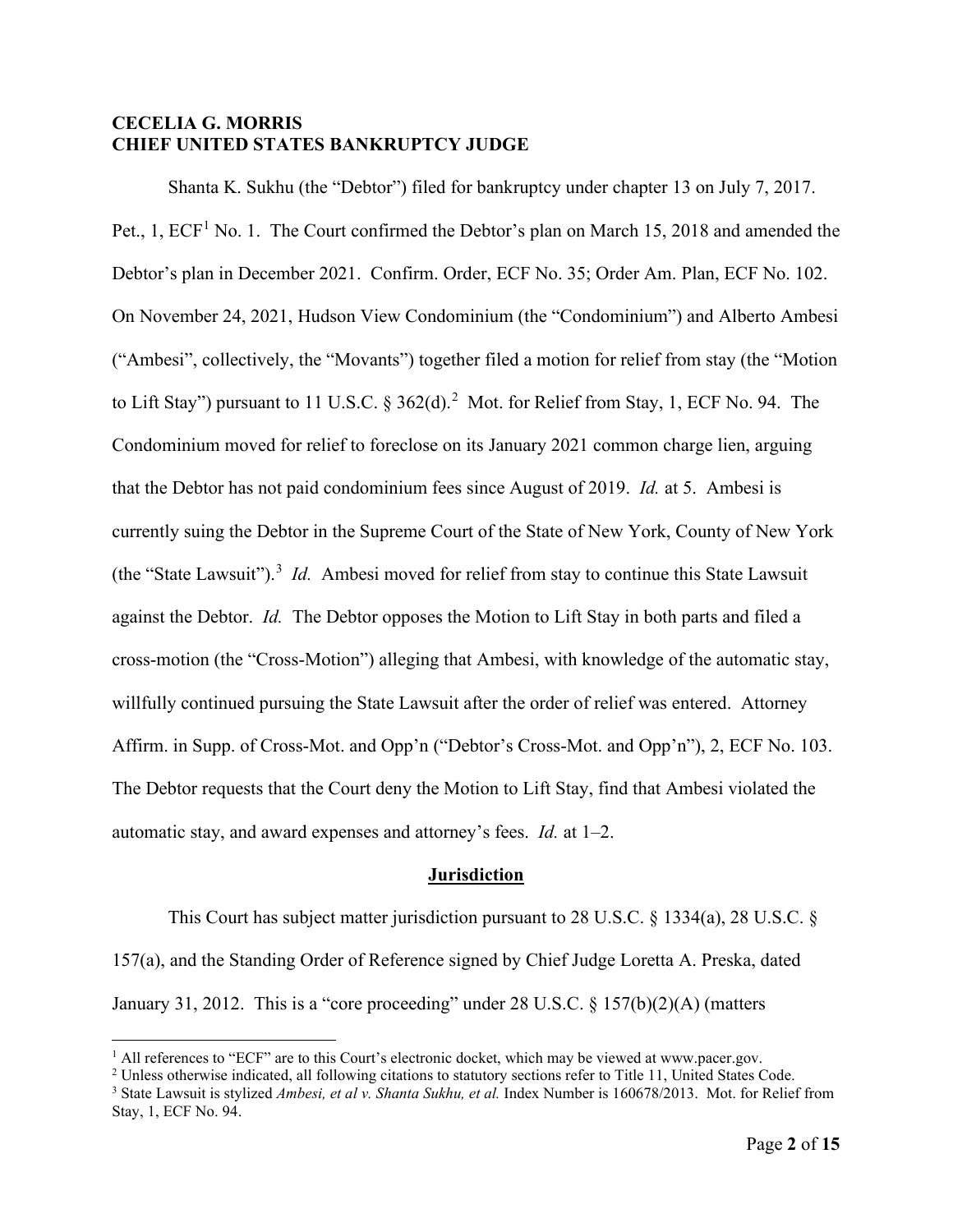**CECELIA G. MORRIS**
**CHIEF UNITED STATES BANKRUPTCY JUDGE**

Shanta K. Sukhu (the "Debtor") filed for bankruptcy under chapter 13 on July 7, 2017. Pet., 1, ECF[1] No. 1. The Court confirmed the Debtor's plan on March 15, 2018 and amended the Debtor's plan in December 2021. Confirm. Order, ECF No. 35; Order Am. Plan, ECF No. 102. On November 24, 2021, Hudson View Condominium (the "Condominium") and Alberto Ambesi ("Ambesi", collectively, the "Movants") together filed a motion for relief from stay (the "Motion to Lift Stay") pursuant to 11 U.S.C. § 362(d).[2] Mot. for Relief from Stay, 1, ECF No. 94. The Condominium moved for relief to foreclose on its January 2021 common charge lien, arguing that the Debtor has not paid condominium fees since August of 2019. *Id.* at 5. Ambesi is currently suing the Debtor in the Supreme Court of the State of New York, County of New York (the "State Lawsuit").[3] *Id.* Ambesi moved for relief from stay to continue this State Lawsuit against the Debtor. *Id.* The Debtor opposes the Motion to Lift Stay in both parts and filed a cross-motion (the "Cross-Motion") alleging that Ambesi, with knowledge of the automatic stay, willfully continued pursuing the State Lawsuit after the order of relief was entered. Attorney Affirm. in Supp. of Cross-Mot. and Opp'n ("Debtor's Cross-Mot. and Opp'n"), 2, ECF No. 103. The Debtor requests that the Court deny the Motion to Lift Stay, find that Ambesi violated the automatic stay, and award expenses and attorney's fees. *Id.* at 1–2.

## Jurisdiction

This Court has subject matter jurisdiction pursuant to 28 U.S.C. § 1334(a), 28 U.S.C. § 157(a), and the Standing Order of Reference signed by Chief Judge Loretta A. Preska, dated January 31, 2012. This is a "core proceeding" under 28 U.S.C. § 157(b)(2)(A) (matters

---

[1] All references to "ECF" are to this Court's electronic docket, which may be viewed at www.pacer.gov.

[2] Unless otherwise indicated, all following citations to statutory sections refer to Title 11, United States Code.

[3] State Lawsuit is stylized *Ambesi, et al v. Shanta Sukhu, et al.* Index Number is 160678/2013. Mot. for Relief from Stay, 1, ECF No. 94.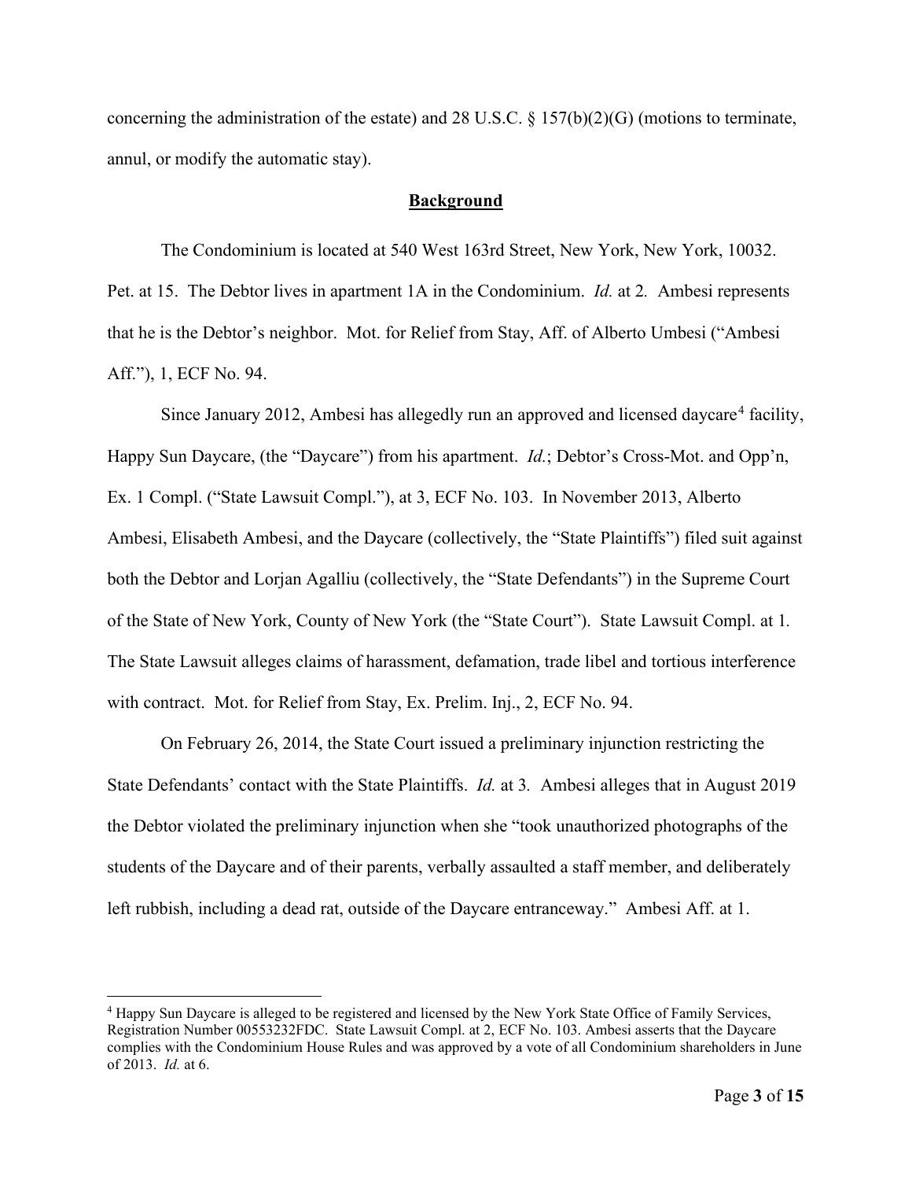concerning the administration of the estate) and 28 U.S.C. § 157(b)(2)(G) (motions to terminate, annul, or modify the automatic stay).

## Background

The Condominium is located at 540 West 163rd Street, New York, New York, 10032. Pet. at 15. The Debtor lives in apartment 1A in the Condominium. *Id.* at 2. Ambesi represents that he is the Debtor's neighbor. Mot. for Relief from Stay, Aff. of Alberto Umbesi ("Ambesi Aff."), 1, ECF No. 94.

Since January 2012, Ambesi has allegedly run an approved and licensed daycare[4] facility, Happy Sun Daycare, (the "Daycare") from his apartment. *Id.*; Debtor's Cross-Mot. and Opp'n, Ex. 1 Compl. ("State Lawsuit Compl."), at 3, ECF No. 103. In November 2013, Alberto Ambesi, Elisabeth Ambesi, and the Daycare (collectively, the "State Plaintiffs") filed suit against both the Debtor and Lorjan Agalliu (collectively, the "State Defendants") in the Supreme Court of the State of New York, County of New York (the "State Court"). State Lawsuit Compl. at 1. The State Lawsuit alleges claims of harassment, defamation, trade libel and tortious interference with contract. Mot. for Relief from Stay, Ex. Prelim. Inj., 2, ECF No. 94.

On February 26, 2014, the State Court issued a preliminary injunction restricting the State Defendants' contact with the State Plaintiffs. *Id.* at 3. Ambesi alleges that in August 2019 the Debtor violated the preliminary injunction when she "took unauthorized photographs of the students of the Daycare and of their parents, verbally assaulted a staff member, and deliberately left rubbish, including a dead rat, outside of the Daycare entranceway." Ambesi Aff. at 1.

---

[4] Happy Sun Daycare is alleged to be registered and licensed by the New York State Office of Family Services, Registration Number 00553232FDC. State Lawsuit Compl. at 2, ECF No. 103. Ambesi asserts that the Daycare complies with the Condominium House Rules and was approved by a vote of all Condominium shareholders in June of 2013. *Id.* at 6.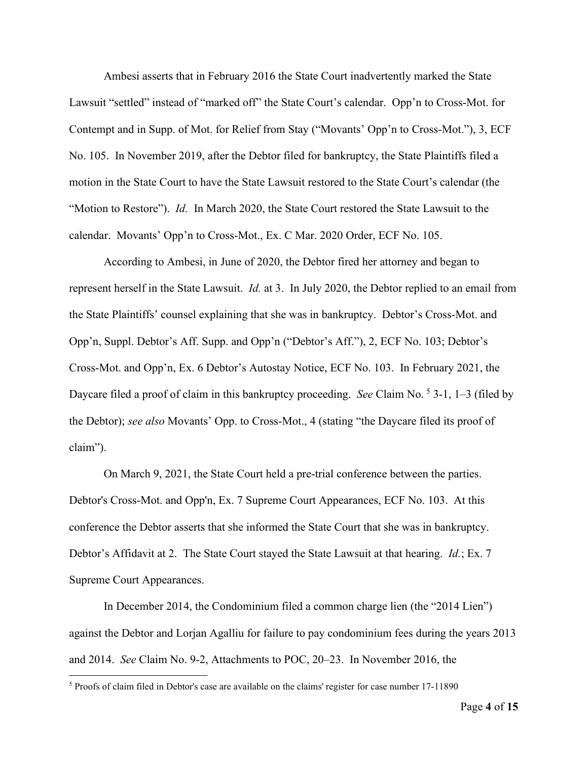Ambesi asserts that in February 2016 the State Court inadvertently marked the State Lawsuit "settled" instead of "marked off" the State Court's calendar. Opp'n to Cross-Mot. for Contempt and in Supp. of Mot. for Relief from Stay ("Movants' Opp'n to Cross-Mot."), 3, ECF No. 105. In November 2019, after the Debtor filed for bankruptcy, the State Plaintiffs filed a motion in the State Court to have the State Lawsuit restored to the State Court's calendar (the "Motion to Restore"). *Id.* In March 2020, the State Court restored the State Lawsuit to the calendar. Movants' Opp'n to Cross-Mot., Ex. C Mar. 2020 Order, ECF No. 105.

According to Ambesi, in June of 2020, the Debtor fired her attorney and began to represent herself in the State Lawsuit. *Id.* at 3. In July 2020, the Debtor replied to an email from the State Plaintiffs' counsel explaining that she was in bankruptcy. Debtor's Cross-Mot. and Opp'n, Suppl. Debtor's Aff. Supp. and Opp'n ("Debtor's Aff."), 2, ECF No. 103; Debtor's Cross-Mot. and Opp'n, Ex. 6 Debtor's Autostay Notice, ECF No. 103. In February 2021, the Daycare filed a proof of claim in this bankruptcy proceeding. *See* Claim No. [5] 3-1, 1–3 (filed by the Debtor); *see also* Movants' Opp. to Cross-Mot., 4 (stating "the Daycare filed its proof of claim").

On March 9, 2021, the State Court held a pre-trial conference between the parties. Debtor's Cross-Mot. and Opp'n, Ex. 7 Supreme Court Appearances, ECF No. 103. At this conference the Debtor asserts that she informed the State Court that she was in bankruptcy. Debtor's Affidavit at 2. The State Court stayed the State Lawsuit at that hearing. *Id.*; Ex. 7 Supreme Court Appearances.

In December 2014, the Condominium filed a common charge lien (the "2014 Lien") against the Debtor and Lorjan Agalliu for failure to pay condominium fees during the years 2013 and 2014. *See* Claim No. 9-2, Attachments to POC, 20–23. In November 2016, the

[5] Proofs of claim filed in Debtor's case are available on the claims' register for case number 17-11890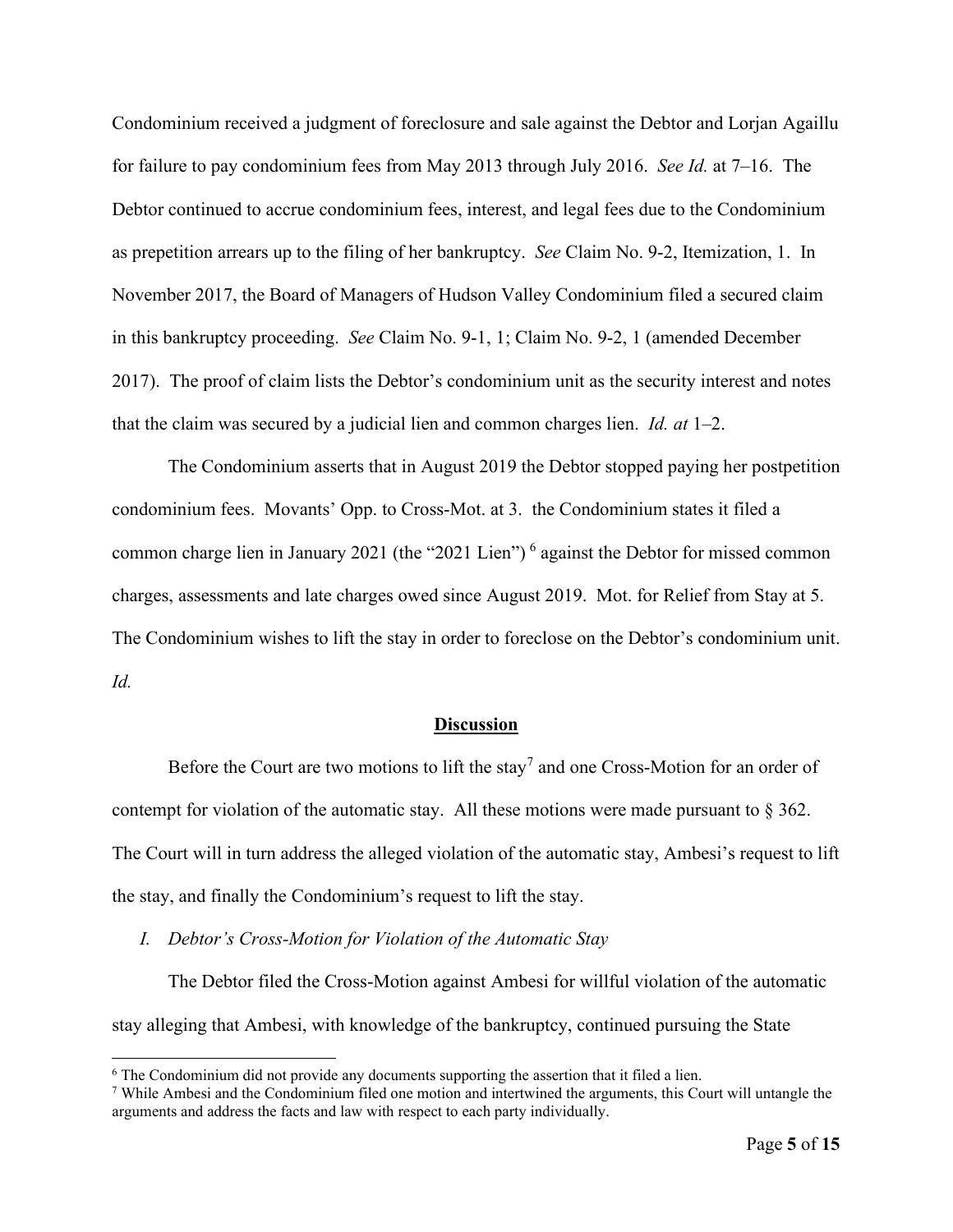Condominium received a judgment of foreclosure and sale against the Debtor and Lorjan Agaillu for failure to pay condominium fees from May 2013 through July 2016. *See Id.* at 7–16. The Debtor continued to accrue condominium fees, interest, and legal fees due to the Condominium as prepetition arrears up to the filing of her bankruptcy. *See* Claim No. 9-2, Itemization, 1. In November 2017, the Board of Managers of Hudson Valley Condominium filed a secured claim in this bankruptcy proceeding. *See* Claim No. 9-1, 1; Claim No. 9-2, 1 (amended December 2017). The proof of claim lists the Debtor's condominium unit as the security interest and notes that the claim was secured by a judicial lien and common charges lien. *Id. at* 1–2.

The Condominium asserts that in August 2019 the Debtor stopped paying her postpetition condominium fees. Movants' Opp. to Cross-Mot. at 3. the Condominium states it filed a common charge lien in January 2021 (the "2021 Lien") [6] against the Debtor for missed common charges, assessments and late charges owed since August 2019. Mot. for Relief from Stay at 5. The Condominium wishes to lift the stay in order to foreclose on the Debtor's condominium unit. *Id.*

## Discussion

Before the Court are two motions to lift the stay[7] and one Cross-Motion for an order of contempt for violation of the automatic stay. All these motions were made pursuant to § 362. The Court will in turn address the alleged violation of the automatic stay, Ambesi's request to lift the stay, and finally the Condominium's request to lift the stay.

### *I. Debtor's Cross-Motion for Violation of the Automatic Stay*

The Debtor filed the Cross-Motion against Ambesi for willful violation of the automatic stay alleging that Ambesi, with knowledge of the bankruptcy, continued pursuing the State

[6] The Condominium did not provide any documents supporting the assertion that it filed a lien.

[7] While Ambesi and the Condominium filed one motion and intertwined the arguments, this Court will untangle the arguments and address the facts and law with respect to each party individually.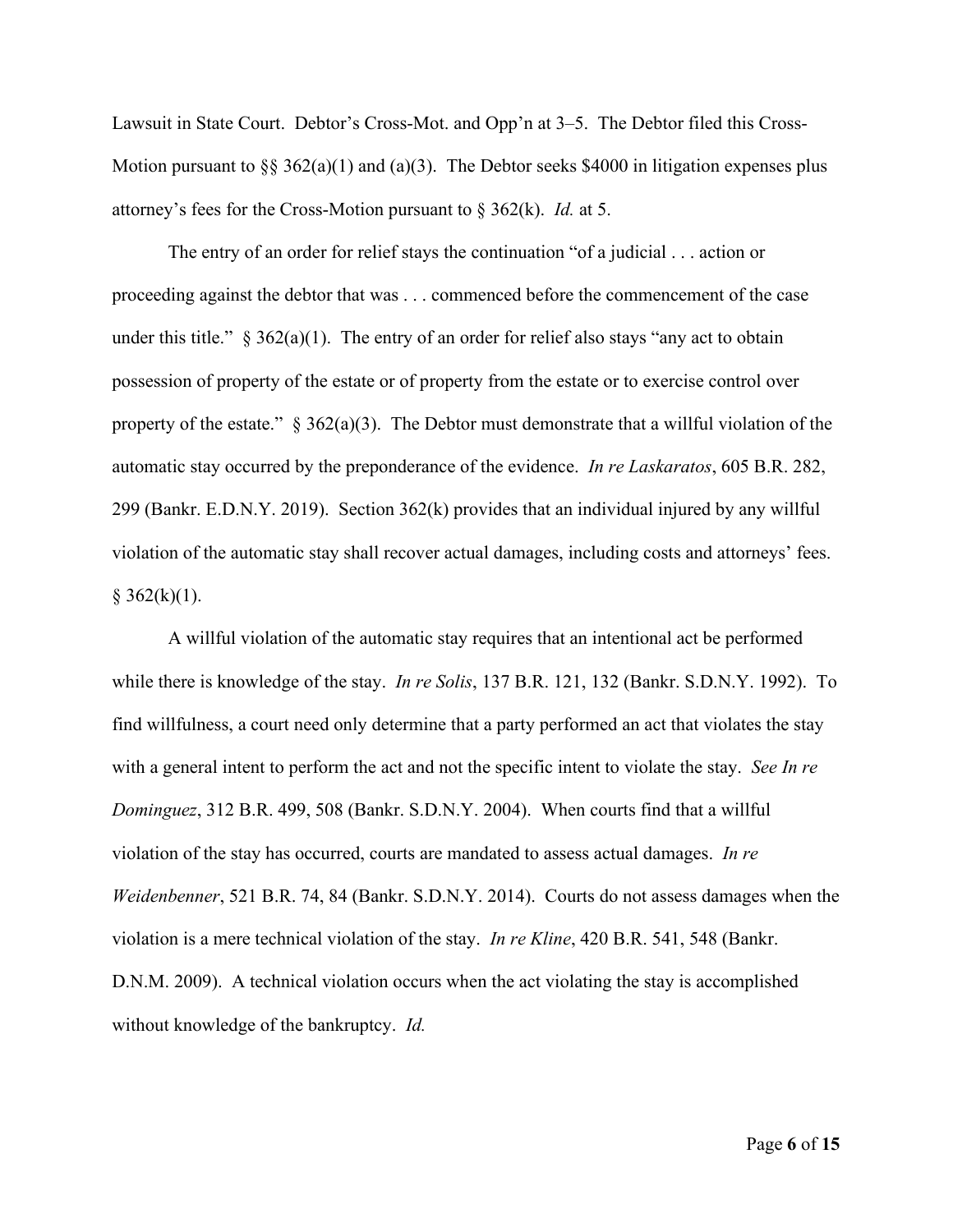Lawsuit in State Court. Debtor's Cross-Mot. and Opp'n at 3–5. The Debtor filed this Cross-Motion pursuant to §§ 362(a)(1) and (a)(3). The Debtor seeks $4000 in litigation expenses plus attorney's fees for the Cross-Motion pursuant to § 362(k). *Id.* at 5.

The entry of an order for relief stays the continuation "of a judicial . . . action or proceeding against the debtor that was . . . commenced before the commencement of the case under this title." § 362(a)(1). The entry of an order for relief also stays "any act to obtain possession of property of the estate or of property from the estate or to exercise control over property of the estate." § 362(a)(3). The Debtor must demonstrate that a willful violation of the automatic stay occurred by the preponderance of the evidence. *In re Laskaratos*, 605 B.R. 282, 299 (Bankr. E.D.N.Y. 2019). Section 362(k) provides that an individual injured by any willful violation of the automatic stay shall recover actual damages, including costs and attorneys' fees. § 362(k)(1).

A willful violation of the automatic stay requires that an intentional act be performed while there is knowledge of the stay. *In re Solis*, 137 B.R. 121, 132 (Bankr. S.D.N.Y. 1992). To find willfulness, a court need only determine that a party performed an act that violates the stay with a general intent to perform the act and not the specific intent to violate the stay. *See In re Dominguez*, 312 B.R. 499, 508 (Bankr. S.D.N.Y. 2004). When courts find that a willful violation of the stay has occurred, courts are mandated to assess actual damages. *In re Weidenbenner*, 521 B.R. 74, 84 (Bankr. S.D.N.Y. 2014). Courts do not assess damages when the violation is a mere technical violation of the stay. *In re Kline*, 420 B.R. 541, 548 (Bankr. D.N.M. 2009). A technical violation occurs when the act violating the stay is accomplished without knowledge of the bankruptcy. *Id.*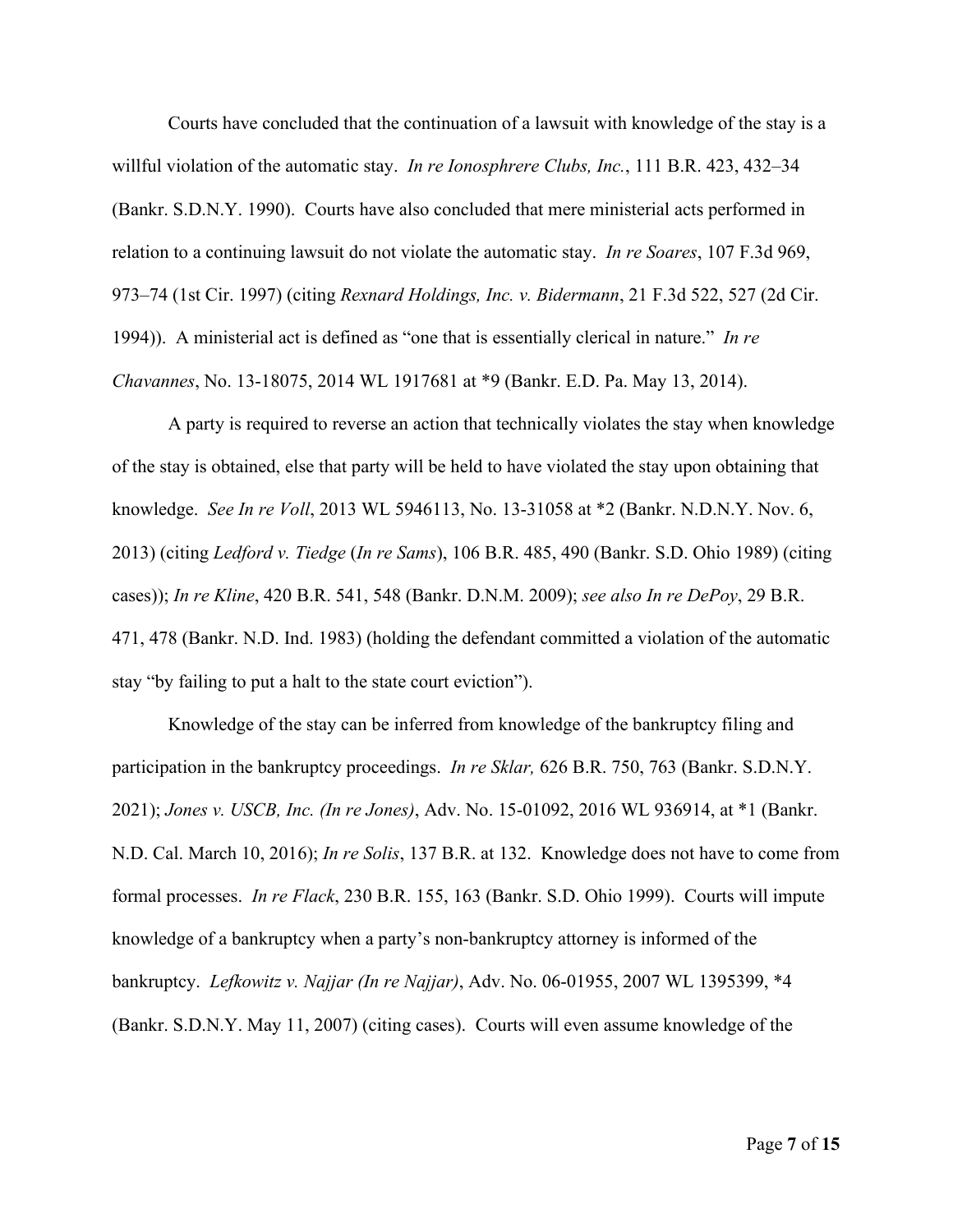Courts have concluded that the continuation of a lawsuit with knowledge of the stay is a willful violation of the automatic stay. *In re Ionosphrere Clubs, Inc.*, 111 B.R. 423, 432–34 (Bankr. S.D.N.Y. 1990). Courts have also concluded that mere ministerial acts performed in relation to a continuing lawsuit do not violate the automatic stay. *In re Soares*, 107 F.3d 969, 973–74 (1st Cir. 1997) (citing *Rexnard Holdings, Inc. v. Bidermann*, 21 F.3d 522, 527 (2d Cir. 1994)). A ministerial act is defined as "one that is essentially clerical in nature." *In re Chavannes*, No. 13-18075, 2014 WL 1917681 at *9 (Bankr. E.D. Pa. May 13, 2014).

A party is required to reverse an action that technically violates the stay when knowledge of the stay is obtained, else that party will be held to have violated the stay upon obtaining that knowledge. *See In re Voll*, 2013 WL 5946113, No. 13-31058 at *2 (Bankr. N.D.N.Y. Nov. 6, 2013) (citing *Ledford v. Tiedge* (*In re Sams*), 106 B.R. 485, 490 (Bankr. S.D. Ohio 1989) (citing cases)); *In re Kline*, 420 B.R. 541, 548 (Bankr. D.N.M. 2009); *see also In re DePoy*, 29 B.R. 471, 478 (Bankr. N.D. Ind. 1983) (holding the defendant committed a violation of the automatic stay "by failing to put a halt to the state court eviction").

Knowledge of the stay can be inferred from knowledge of the bankruptcy filing and participation in the bankruptcy proceedings. *In re Sklar,* 626 B.R. 750, 763 (Bankr. S.D.N.Y. 2021); *Jones v. USCB, Inc. (In re Jones)*, Adv. No. 15-01092, 2016 WL 936914, at *1 (Bankr. N.D. Cal. March 10, 2016); *In re Solis*, 137 B.R. at 132. Knowledge does not have to come from formal processes. *In re Flack*, 230 B.R. 155, 163 (Bankr. S.D. Ohio 1999). Courts will impute knowledge of a bankruptcy when a party's non-bankruptcy attorney is informed of the bankruptcy. *Lefkowitz v. Najjar (In re Najjar)*, Adv. No. 06-01955, 2007 WL 1395399, *4 (Bankr. S.D.N.Y. May 11, 2007) (citing cases). Courts will even assume knowledge of the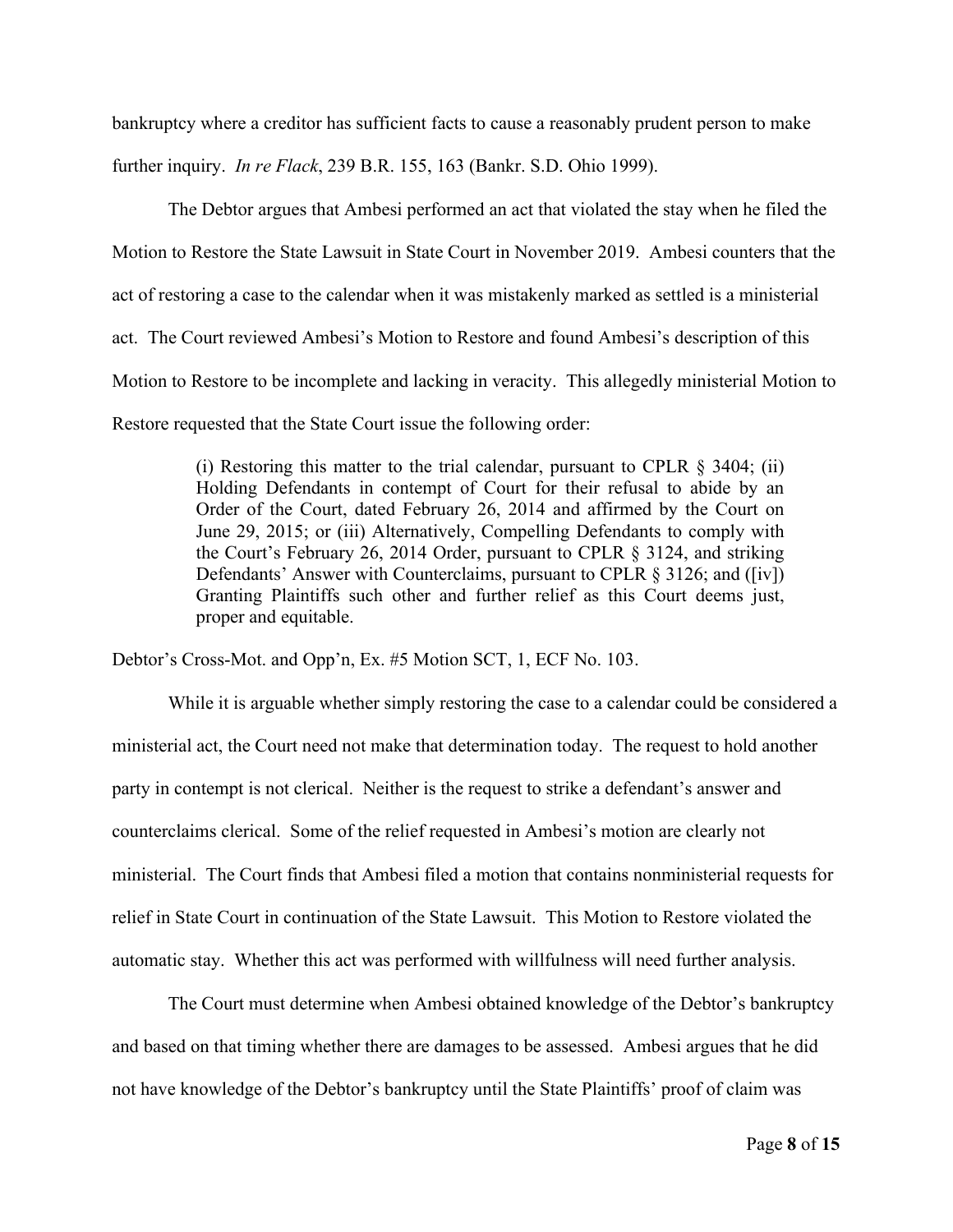bankruptcy where a creditor has sufficient facts to cause a reasonably prudent person to make further inquiry. *In re Flack*, 239 B.R. 155, 163 (Bankr. S.D. Ohio 1999).

The Debtor argues that Ambesi performed an act that violated the stay when he filed the Motion to Restore the State Lawsuit in State Court in November 2019. Ambesi counters that the act of restoring a case to the calendar when it was mistakenly marked as settled is a ministerial act. The Court reviewed Ambesi's Motion to Restore and found Ambesi's description of this Motion to Restore to be incomplete and lacking in veracity. This allegedly ministerial Motion to Restore requested that the State Court issue the following order:

> (i) Restoring this matter to the trial calendar, pursuant to CPLR § 3404; (ii) Holding Defendants in contempt of Court for their refusal to abide by an Order of the Court, dated February 26, 2014 and affirmed by the Court on June 29, 2015; or (iii) Alternatively, Compelling Defendants to comply with the Court's February 26, 2014 Order, pursuant to CPLR § 3124, and striking Defendants' Answer with Counterclaims, pursuant to CPLR § 3126; and ([iv]) Granting Plaintiffs such other and further relief as this Court deems just, proper and equitable.

Debtor's Cross-Mot. and Opp'n, Ex. #5 Motion SCT, 1, ECF No. 103.

While it is arguable whether simply restoring the case to a calendar could be considered a ministerial act, the Court need not make that determination today. The request to hold another party in contempt is not clerical. Neither is the request to strike a defendant's answer and counterclaims clerical. Some of the relief requested in Ambesi's motion are clearly not ministerial. The Court finds that Ambesi filed a motion that contains nonministerial requests for relief in State Court in continuation of the State Lawsuit. This Motion to Restore violated the automatic stay. Whether this act was performed with willfulness will need further analysis.

The Court must determine when Ambesi obtained knowledge of the Debtor's bankruptcy and based on that timing whether there are damages to be assessed. Ambesi argues that he did not have knowledge of the Debtor's bankruptcy until the State Plaintiffs' proof of claim was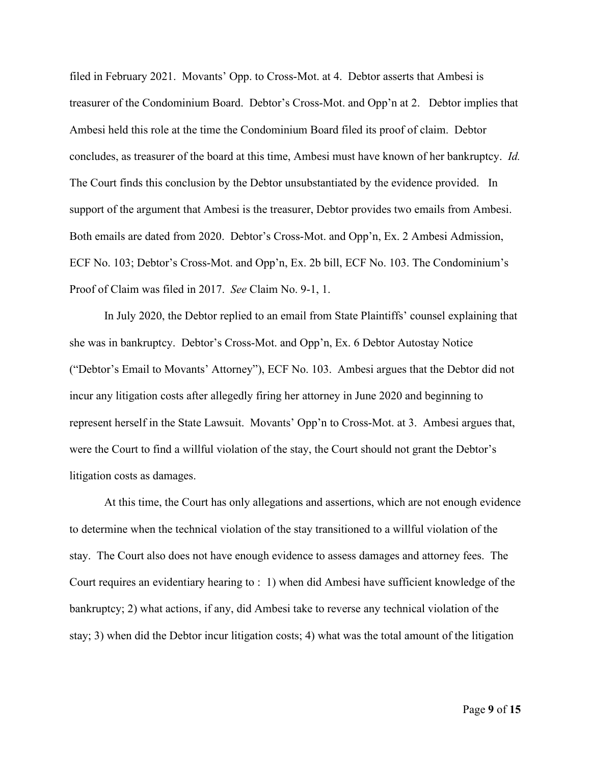filed in February 2021. Movants' Opp. to Cross-Mot. at 4. Debtor asserts that Ambesi is treasurer of the Condominium Board. Debtor's Cross-Mot. and Opp'n at 2. Debtor implies that Ambesi held this role at the time the Condominium Board filed its proof of claim. Debtor concludes, as treasurer of the board at this time, Ambesi must have known of her bankruptcy. *Id.* The Court finds this conclusion by the Debtor unsubstantiated by the evidence provided. In support of the argument that Ambesi is the treasurer, Debtor provides two emails from Ambesi. Both emails are dated from 2020. Debtor's Cross-Mot. and Opp'n, Ex. 2 Ambesi Admission, ECF No. 103; Debtor's Cross-Mot. and Opp'n, Ex. 2b bill, ECF No. 103. The Condominium's Proof of Claim was filed in 2017. *See* Claim No. 9-1, 1.

In July 2020, the Debtor replied to an email from State Plaintiffs' counsel explaining that she was in bankruptcy. Debtor's Cross-Mot. and Opp'n, Ex. 6 Debtor Autostay Notice ("Debtor's Email to Movants' Attorney"), ECF No. 103. Ambesi argues that the Debtor did not incur any litigation costs after allegedly firing her attorney in June 2020 and beginning to represent herself in the State Lawsuit. Movants' Opp'n to Cross-Mot. at 3. Ambesi argues that, were the Court to find a willful violation of the stay, the Court should not grant the Debtor's litigation costs as damages.

At this time, the Court has only allegations and assertions, which are not enough evidence to determine when the technical violation of the stay transitioned to a willful violation of the stay. The Court also does not have enough evidence to assess damages and attorney fees. The Court requires an evidentiary hearing to : 1) when did Ambesi have sufficient knowledge of the bankruptcy; 2) what actions, if any, did Ambesi take to reverse any technical violation of the stay; 3) when did the Debtor incur litigation costs; 4) what was the total amount of the litigation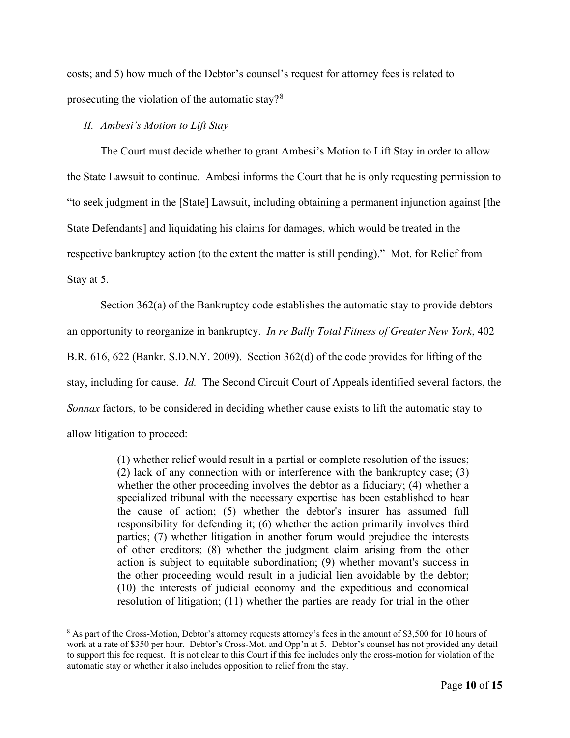costs; and 5) how much of the Debtor's counsel's request for attorney fees is related to prosecuting the violation of the automatic stay?[8]

*II. Ambesi's Motion to Lift Stay*

The Court must decide whether to grant Ambesi's Motion to Lift Stay in order to allow the State Lawsuit to continue. Ambesi informs the Court that he is only requesting permission to "to seek judgment in the [State] Lawsuit, including obtaining a permanent injunction against [the State Defendants] and liquidating his claims for damages, which would be treated in the respective bankruptcy action (to the extent the matter is still pending)." Mot. for Relief from Stay at 5.

Section 362(a) of the Bankruptcy code establishes the automatic stay to provide debtors an opportunity to reorganize in bankruptcy. *In re Bally Total Fitness of Greater New York*, 402 B.R. 616, 622 (Bankr. S.D.N.Y. 2009). Section 362(d) of the code provides for lifting of the stay, including for cause. *Id.* The Second Circuit Court of Appeals identified several factors, the *Sonnax* factors, to be considered in deciding whether cause exists to lift the automatic stay to allow litigation to proceed:

> (1) whether relief would result in a partial or complete resolution of the issues; (2) lack of any connection with or interference with the bankruptcy case; (3) whether the other proceeding involves the debtor as a fiduciary; (4) whether a specialized tribunal with the necessary expertise has been established to hear the cause of action; (5) whether the debtor's insurer has assumed full responsibility for defending it; (6) whether the action primarily involves third parties; (7) whether litigation in another forum would prejudice the interests of other creditors; (8) whether the judgment claim arising from the other action is subject to equitable subordination; (9) whether movant's success in the other proceeding would result in a judicial lien avoidable by the debtor; (10) the interests of judicial economy and the expeditious and economical resolution of litigation; (11) whether the parties are ready for trial in the other

[8] As part of the Cross-Motion, Debtor's attorney requests attorney's fees in the amount of $3,500 for 10 hours of work at a rate of $350 per hour. Debtor's Cross-Mot. and Opp'n at 5. Debtor's counsel has not provided any detail to support this fee request. It is not clear to this Court if this fee includes only the cross-motion for violation of the automatic stay or whether it also includes opposition to relief from the stay.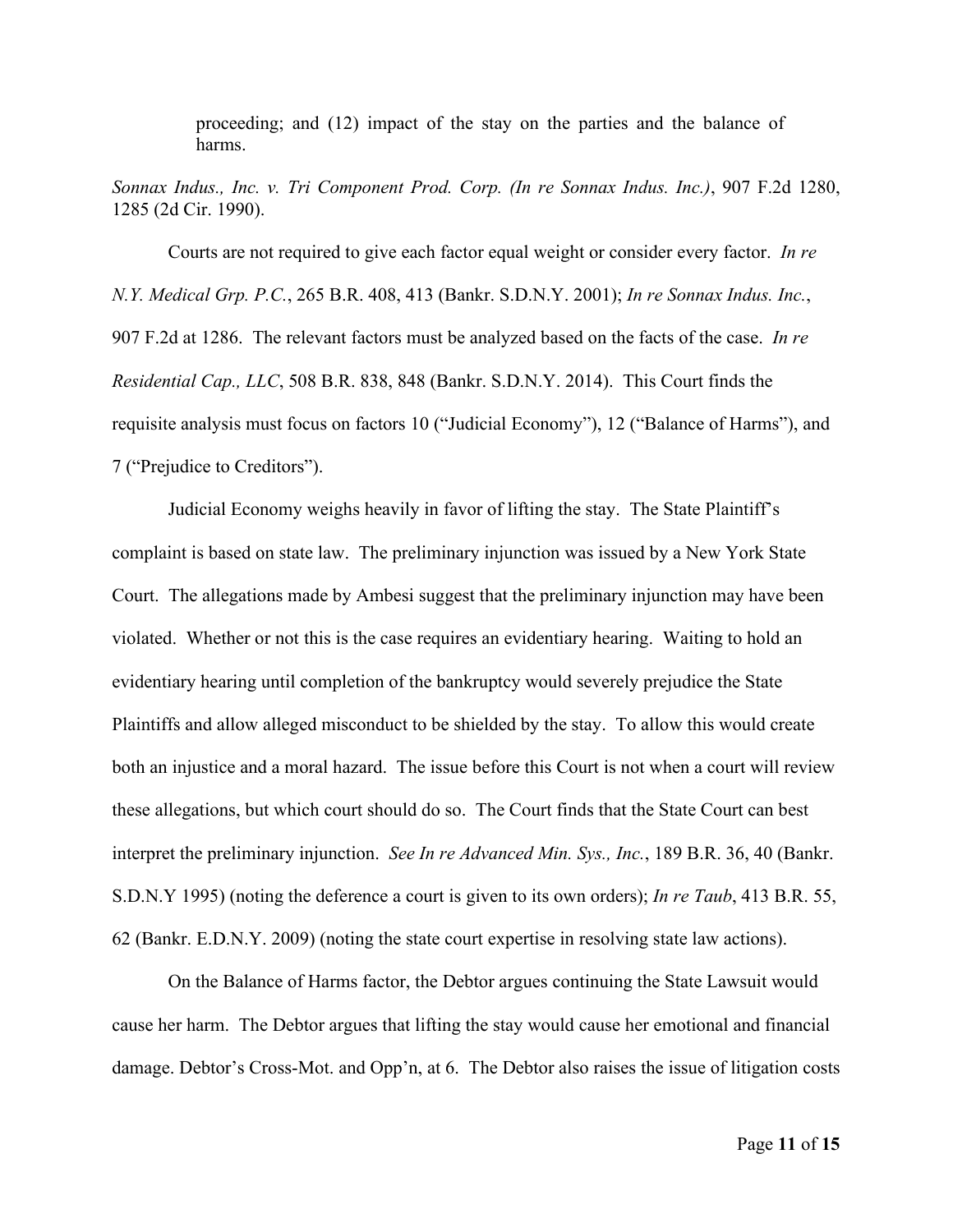proceeding; and (12) impact of the stay on the parties and the balance of harms.

*Sonnax Indus., Inc. v. Tri Component Prod. Corp. (In re Sonnax Indus. Inc.)*, 907 F.2d 1280, 1285 (2d Cir. 1990).

Courts are not required to give each factor equal weight or consider every factor. *In re N.Y. Medical Grp. P.C.*, 265 B.R. 408, 413 (Bankr. S.D.N.Y. 2001); *In re Sonnax Indus. Inc.*, 907 F.2d at 1286. The relevant factors must be analyzed based on the facts of the case. *In re Residential Cap., LLC*, 508 B.R. 838, 848 (Bankr. S.D.N.Y. 2014). This Court finds the requisite analysis must focus on factors 10 ("Judicial Economy"), 12 ("Balance of Harms"), and 7 ("Prejudice to Creditors").

Judicial Economy weighs heavily in favor of lifting the stay. The State Plaintiff's complaint is based on state law. The preliminary injunction was issued by a New York State Court. The allegations made by Ambesi suggest that the preliminary injunction may have been violated. Whether or not this is the case requires an evidentiary hearing. Waiting to hold an evidentiary hearing until completion of the bankruptcy would severely prejudice the State Plaintiffs and allow alleged misconduct to be shielded by the stay. To allow this would create both an injustice and a moral hazard. The issue before this Court is not when a court will review these allegations, but which court should do so. The Court finds that the State Court can best interpret the preliminary injunction. *See In re Advanced Min. Sys., Inc.*, 189 B.R. 36, 40 (Bankr. S.D.N.Y 1995) (noting the deference a court is given to its own orders); *In re Taub*, 413 B.R. 55, 62 (Bankr. E.D.N.Y. 2009) (noting the state court expertise in resolving state law actions).

On the Balance of Harms factor, the Debtor argues continuing the State Lawsuit would cause her harm. The Debtor argues that lifting the stay would cause her emotional and financial damage. Debtor's Cross-Mot. and Opp'n, at 6. The Debtor also raises the issue of litigation costs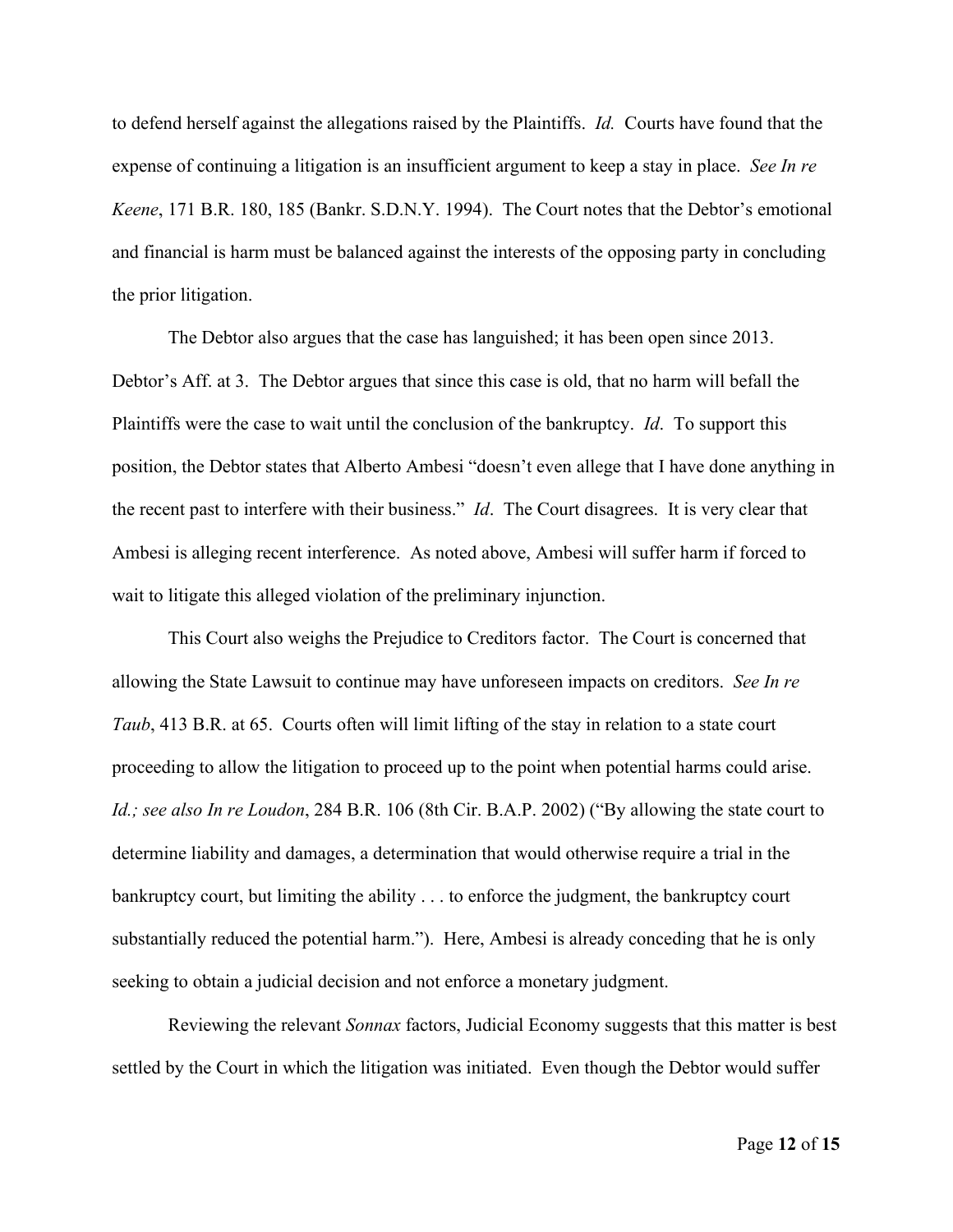to defend herself against the allegations raised by the Plaintiffs. *Id.* Courts have found that the expense of continuing a litigation is an insufficient argument to keep a stay in place. *See In re Keene*, 171 B.R. 180, 185 (Bankr. S.D.N.Y. 1994). The Court notes that the Debtor's emotional and financial is harm must be balanced against the interests of the opposing party in concluding the prior litigation.

The Debtor also argues that the case has languished; it has been open since 2013. Debtor's Aff. at 3. The Debtor argues that since this case is old, that no harm will befall the Plaintiffs were the case to wait until the conclusion of the bankruptcy. *Id*. To support this position, the Debtor states that Alberto Ambesi "doesn't even allege that I have done anything in the recent past to interfere with their business." *Id*. The Court disagrees. It is very clear that Ambesi is alleging recent interference. As noted above, Ambesi will suffer harm if forced to wait to litigate this alleged violation of the preliminary injunction.

This Court also weighs the Prejudice to Creditors factor. The Court is concerned that allowing the State Lawsuit to continue may have unforeseen impacts on creditors. *See In re Taub*, 413 B.R. at 65. Courts often will limit lifting of the stay in relation to a state court proceeding to allow the litigation to proceed up to the point when potential harms could arise. *Id.; see also In re Loudon*, 284 B.R. 106 (8th Cir. B.A.P. 2002) ("By allowing the state court to determine liability and damages, a determination that would otherwise require a trial in the bankruptcy court, but limiting the ability . . . to enforce the judgment, the bankruptcy court substantially reduced the potential harm."). Here, Ambesi is already conceding that he is only seeking to obtain a judicial decision and not enforce a monetary judgment.

Reviewing the relevant *Sonnax* factors, Judicial Economy suggests that this matter is best settled by the Court in which the litigation was initiated. Even though the Debtor would suffer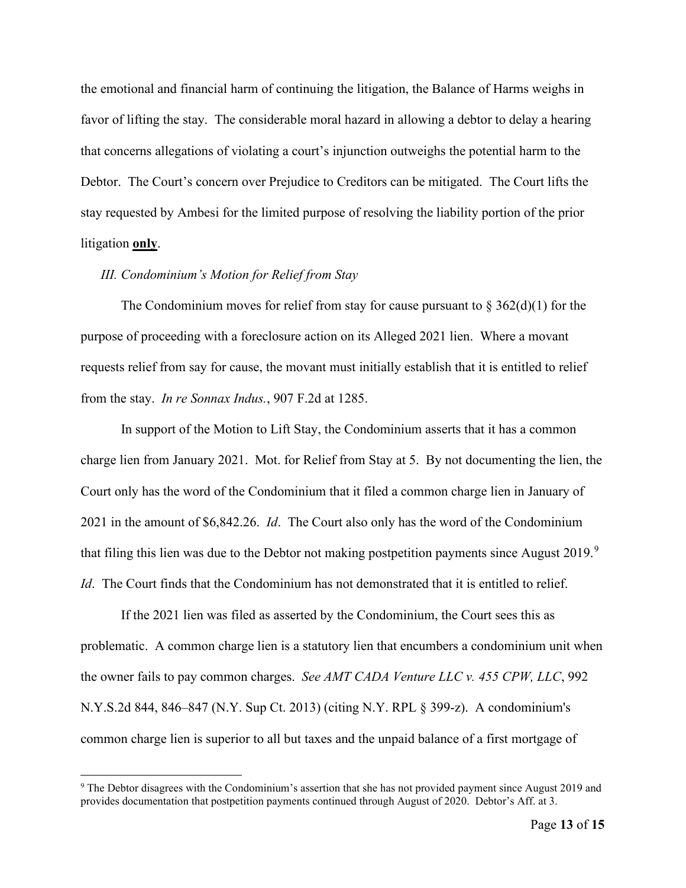the emotional and financial harm of continuing the litigation, the Balance of Harms weighs in favor of lifting the stay. The considerable moral hazard in allowing a debtor to delay a hearing that concerns allegations of violating a court's injunction outweighs the potential harm to the Debtor. The Court's concern over Prejudice to Creditors can be mitigated. The Court lifts the stay requested by Ambesi for the limited purpose of resolving the liability portion of the prior litigation **only**.

*III. Condominium's Motion for Relief from Stay*

The Condominium moves for relief from stay for cause pursuant to § 362(d)(1) for the purpose of proceeding with a foreclosure action on its Alleged 2021 lien. Where a movant requests relief from say for cause, the movant must initially establish that it is entitled to relief from the stay. *In re Sonnax Indus.*, 907 F.2d at 1285.

In support of the Motion to Lift Stay, the Condominium asserts that it has a common charge lien from January 2021. Mot. for Relief from Stay at 5. By not documenting the lien, the Court only has the word of the Condominium that it filed a common charge lien in January of 2021 in the amount of $6,842.26. *Id*. The Court also only has the word of the Condominium that filing this lien was due to the Debtor not making postpetition payments since August 2019.[9] *Id*. The Court finds that the Condominium has not demonstrated that it is entitled to relief.

If the 2021 lien was filed as asserted by the Condominium, the Court sees this as problematic. A common charge lien is a statutory lien that encumbers a condominium unit when the owner fails to pay common charges. *See AMT CADA Venture LLC v. 455 CPW, LLC*, 992 N.Y.S.2d 844, 846–847 (N.Y. Sup Ct. 2013) (citing N.Y. RPL § 399-z). A condominium's common charge lien is superior to all but taxes and the unpaid balance of a first mortgage of

[9] The Debtor disagrees with the Condominium's assertion that she has not provided payment since August 2019 and provides documentation that postpetition payments continued through August of 2020. Debtor's Aff. at 3.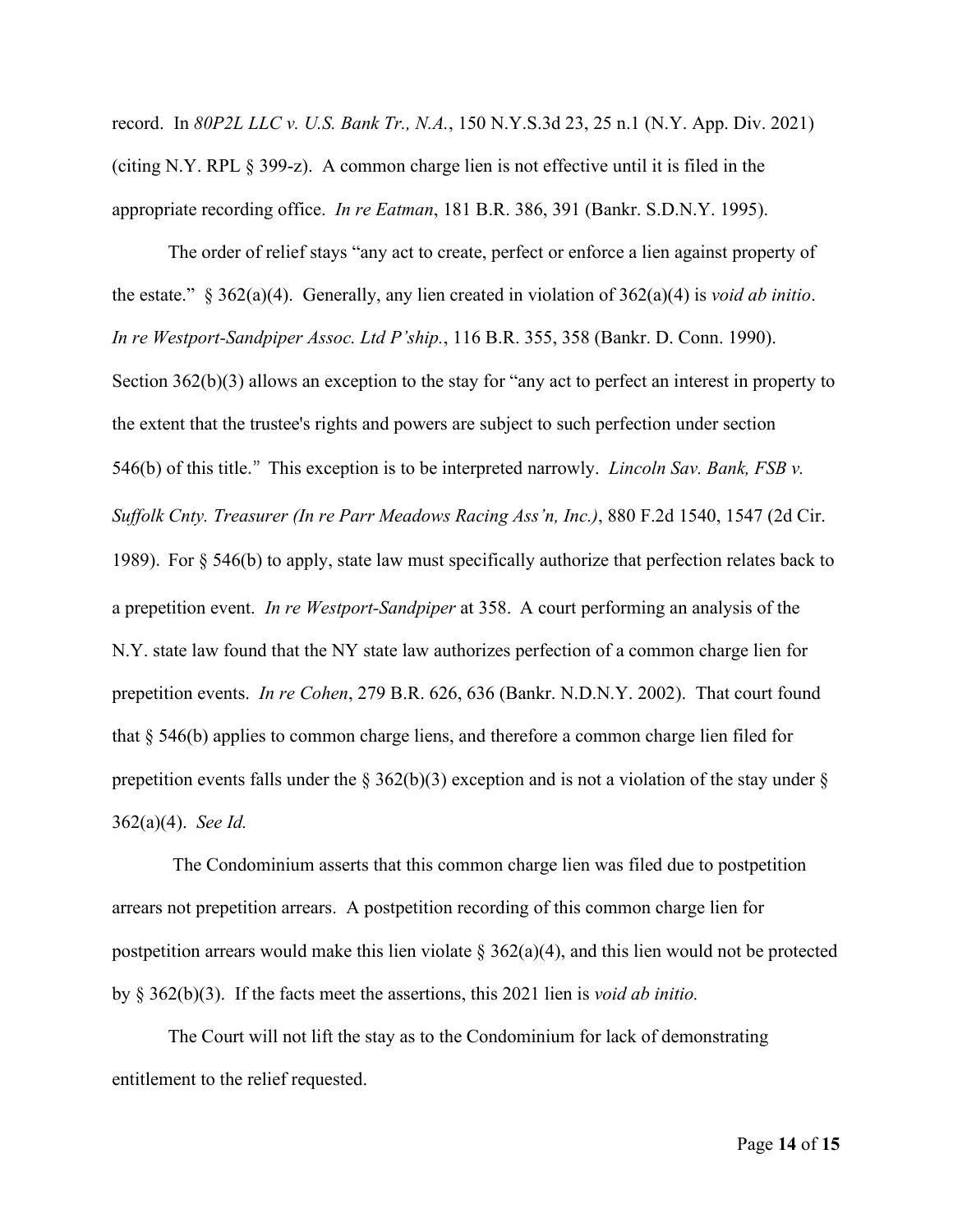record. In *80P2L LLC v. U.S. Bank Tr., N.A.*, 150 N.Y.S.3d 23, 25 n.1 (N.Y. App. Div. 2021) (citing N.Y. RPL § 399-z). A common charge lien is not effective until it is filed in the appropriate recording office. *In re Eatman*, 181 B.R. 386, 391 (Bankr. S.D.N.Y. 1995).

The order of relief stays "any act to create, perfect or enforce a lien against property of the estate." § 362(a)(4). Generally, any lien created in violation of 362(a)(4) is *void ab initio*. *In re Westport-Sandpiper Assoc. Ltd P'ship.*, 116 B.R. 355, 358 (Bankr. D. Conn. 1990). Section 362(b)(3) allows an exception to the stay for "any act to perfect an interest in property to the extent that the trustee's rights and powers are subject to such perfection under section 546(b) of this title." This exception is to be interpreted narrowly. *Lincoln Sav. Bank, FSB v. Suffolk Cnty. Treasurer (In re Parr Meadows Racing Ass'n, Inc.)*, 880 F.2d 1540, 1547 (2d Cir. 1989). For § 546(b) to apply, state law must specifically authorize that perfection relates back to a prepetition event. *In re Westport-Sandpiper* at 358. A court performing an analysis of the N.Y. state law found that the NY state law authorizes perfection of a common charge lien for prepetition events. *In re Cohen*, 279 B.R. 626, 636 (Bankr. N.D.N.Y. 2002). That court found that § 546(b) applies to common charge liens, and therefore a common charge lien filed for prepetition events falls under the § 362(b)(3) exception and is not a violation of the stay under § 362(a)(4). *See Id.*

The Condominium asserts that this common charge lien was filed due to postpetition arrears not prepetition arrears. A postpetition recording of this common charge lien for postpetition arrears would make this lien violate § 362(a)(4), and this lien would not be protected by § 362(b)(3). If the facts meet the assertions, this 2021 lien is *void ab initio.*

The Court will not lift the stay as to the Condominium for lack of demonstrating entitlement to the relief requested.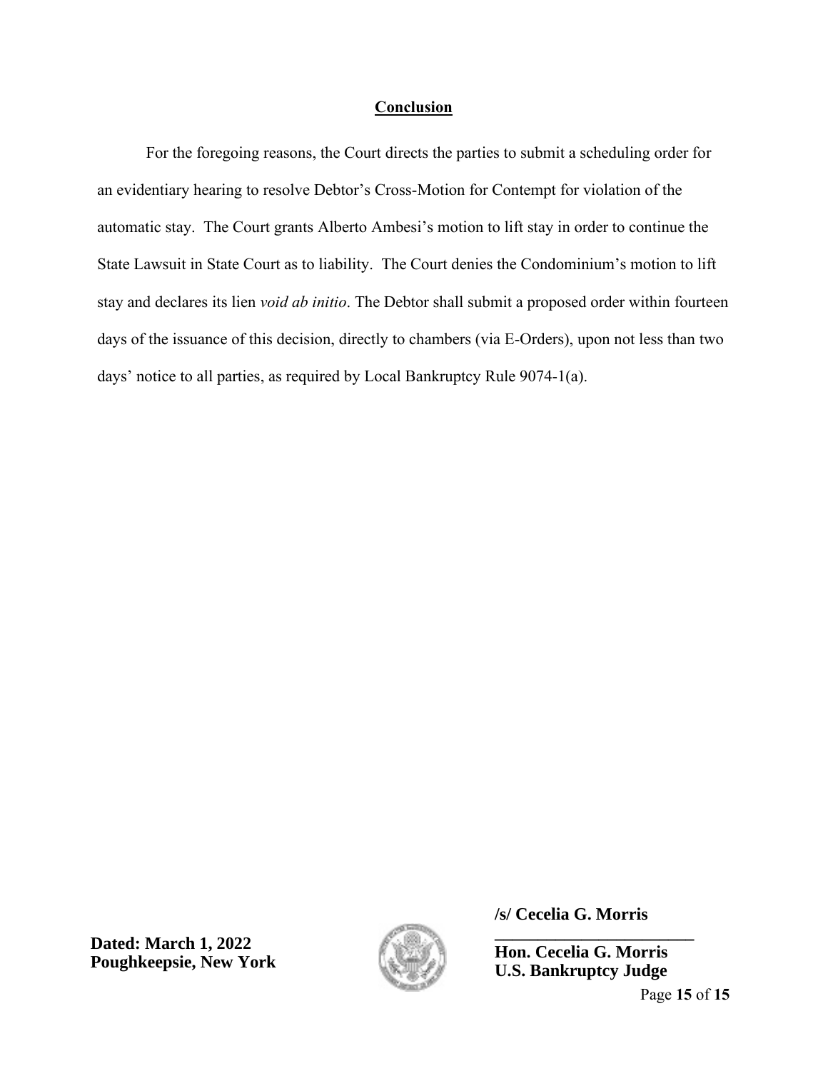## Conclusion

For the foregoing reasons, the Court directs the parties to submit a scheduling order for an evidentiary hearing to resolve Debtor's Cross-Motion for Contempt for violation of the automatic stay. The Court grants Alberto Ambesi's motion to lift stay in order to continue the State Lawsuit in State Court as to liability. The Court denies the Condominium's motion to lift stay and declares its lien *void ab initio*. The Debtor shall submit a proposed order within fourteen days of the issuance of this decision, directly to chambers (via E-Orders), upon not less than two days' notice to all parties, as required by Local Bankruptcy Rule 9074-1(a).

**Dated: March 1, 2022**
**Poughkeepsie, New York**

**/s/ Cecelia G. Morris**
**_______________________**
**Hon. Cecelia G. Morris**
**U.S. Bankruptcy Judge**